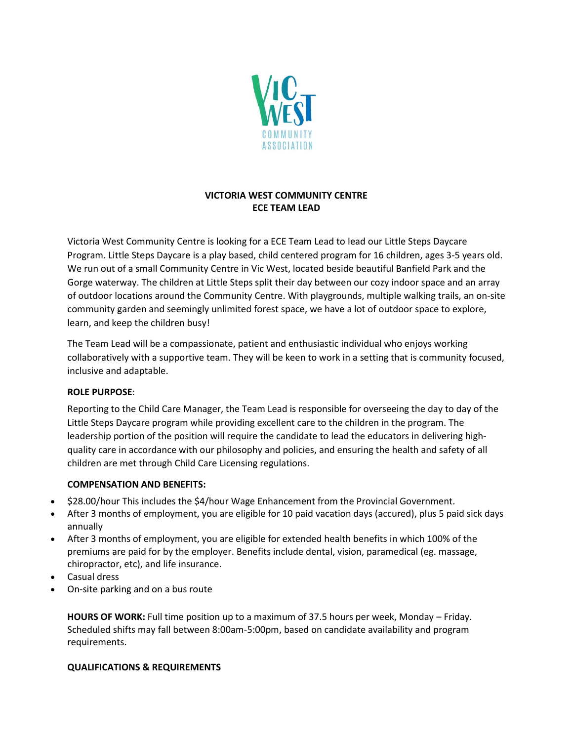# VICTORIA WEST COMMUNITY CENTRE
## ECE TEAM LEAD

Victoria West Community Centre is looking for a ECE Team Lead to lead our Little Steps Daycare Program. Little Steps Daycare is a play based, child centered program for 16 children, ages 3-5 years old. We run out of a small Community Centre in Vic West, located beside beautiful Banfield Park and the Gorge waterway. The children at Little Steps split their day between our cozy indoor space and an array of outdoor locations around the Community Centre. With playgrounds, multiple walking trails, an on-site community garden and seemingly unlimited forest space, we have a lot of outdoor space to explore, learn, and keep the children busy!

The Team Lead will be a compassionate, patient and enthusiastic individual who enjoys working collaboratively with a supportive team. They will be keen to work in a setting that is community focused, inclusive and adaptable.

**ROLE PURPOSE**:

Reporting to the Child Care Manager, the Team Lead is responsible for overseeing the day to day of the Little Steps Daycare program while providing excellent care to the children in the program. The leadership portion of the position will require the candidate to lead the educators in delivering high-quality care in accordance with our philosophy and policies, and ensuring the health and safety of all children are met through Child Care Licensing regulations.

**COMPENSATION AND BENEFITS:**

- $28.00/hour This includes the $4/hour Wage Enhancement from the Provincial Government.
- After 3 months of employment, you are eligible for 10 paid vacation days (accured), plus 5 paid sick days annually
- After 3 months of employment, you are eligible for extended health benefits in which 100% of the premiums are paid for by the employer. Benefits include dental, vision, paramedical (eg. massage, chiropractor, etc), and life insurance.
- Casual dress
- On-site parking and on a bus route

**HOURS OF WORK:** Full time position up to a maximum of 37.5 hours per week, Monday – Friday. Scheduled shifts may fall between 8:00am-5:00pm, based on candidate availability and program requirements.

**QUALIFICATIONS & REQUIREMENTS**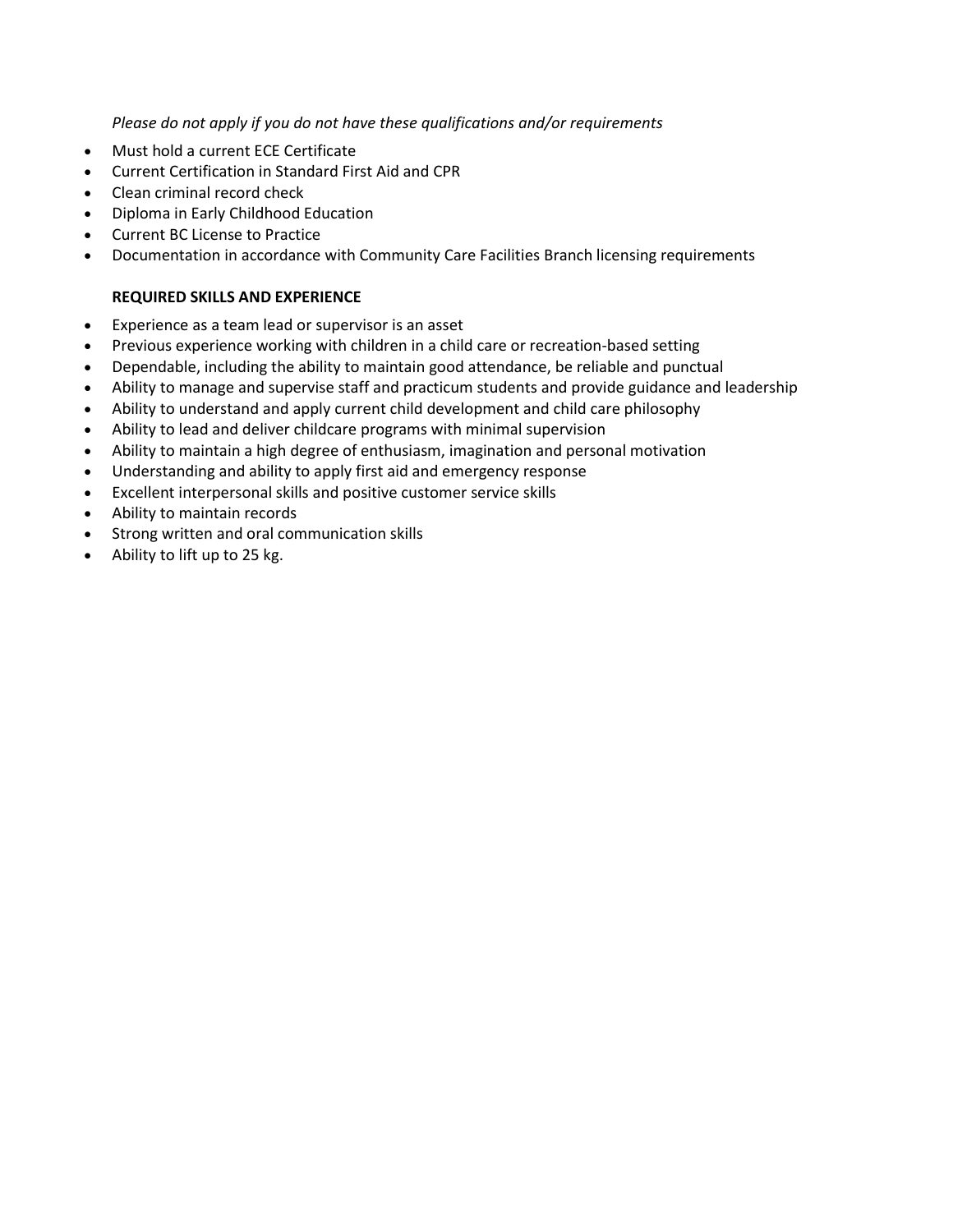*Please do not apply if you do not have these qualifications and/or requirements*

- Must hold a current ECE Certificate
- Current Certification in Standard First Aid and CPR
- Clean criminal record check
- Diploma in Early Childhood Education
- Current BC License to Practice
- Documentation in accordance with Community Care Facilities Branch licensing requirements

**REQUIRED SKILLS AND EXPERIENCE**

- Experience as a team lead or supervisor is an asset
- Previous experience working with children in a child care or recreation-based setting
- Dependable, including the ability to maintain good attendance, be reliable and punctual
- Ability to manage and supervise staff and practicum students and provide guidance and leadership
- Ability to understand and apply current child development and child care philosophy
- Ability to lead and deliver childcare programs with minimal supervision
- Ability to maintain a high degree of enthusiasm, imagination and personal motivation
- Understanding and ability to apply first aid and emergency response
- Excellent interpersonal skills and positive customer service skills
- Ability to maintain records
- Strong written and oral communication skills
- Ability to lift up to 25 kg.